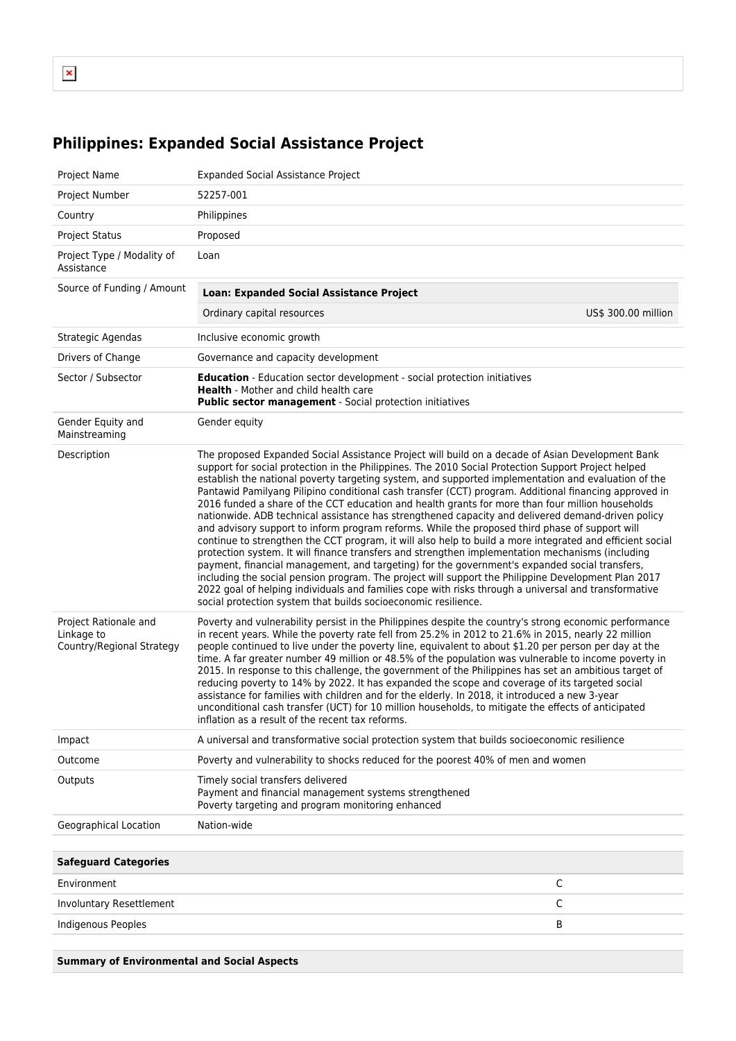# Philippines: Expanded Social Assistance Project

| | |
|---|---|
| Project Name | Expanded Social Assistance Project |
| Project Number | 52257-001 |
| Country | Philippines |
| Project Status | Proposed |
| Project Type / Modality of Assistance | Loan |
| Source of Funding / Amount | **Loan: Expanded Social Assistance Project**<br>Ordinary capital resources — US$ 300.00 million |
| Strategic Agendas | Inclusive economic growth |
| Drivers of Change | Governance and capacity development |
| Sector / Subsector | **Education** - Education sector development - social protection initiatives<br>**Health** - Mother and child health care<br>**Public sector management** - Social protection initiatives |
| Gender Equity and Mainstreaming | Gender equity |
| Description | The proposed Expanded Social Assistance Project will build on a decade of Asian Development Bank support for social protection in the Philippines. The 2010 Social Protection Support Project helped establish the national poverty targeting system, and supported implementation and evaluation of the Pantawid Pamilyang Pilipino conditional cash transfer (CCT) program. Additional financing approved in 2016 funded a share of the CCT education and health grants for more than four million households nationwide. ADB technical assistance has strengthened capacity and delivered demand-driven policy and advisory support to inform program reforms. While the proposed third phase of support will continue to strengthen the CCT program, it will also help to build a more integrated and efficient social protection system. It will finance transfers and strengthen implementation mechanisms (including payment, financial management, and targeting) for the government's expanded social transfers, including the social pension program. The project will support the Philippine Development Plan 2017 2022 goal of helping individuals and families cope with risks through a universal and transformative social protection system that builds socioeconomic resilience. |
| Project Rationale and Linkage to Country/Regional Strategy | Poverty and vulnerability persist in the Philippines despite the country's strong economic performance in recent years. While the poverty rate fell from 25.2% in 2012 to 21.6% in 2015, nearly 22 million people continued to live under the poverty line, equivalent to about $1.20 per person per day at the time. A far greater number 49 million or 48.5% of the population was vulnerable to income poverty in 2015. In response to this challenge, the government of the Philippines has set an ambitious target of reducing poverty to 14% by 2022. It has expanded the scope and coverage of its targeted social assistance for families with children and for the elderly. In 2018, it introduced a new 3-year unconditional cash transfer (UCT) for 10 million households, to mitigate the effects of anticipated inflation as a result of the recent tax reforms. |
| Impact | A universal and transformative social protection system that builds socioeconomic resilience |
| Outcome | Poverty and vulnerability to shocks reduced for the poorest 40% of men and women |
| Outputs | Timely social transfers delivered<br>Payment and financial management systems strengthened<br>Poverty targeting and program monitoring enhanced |
| Geographical Location | Nation-wide |

| Safeguard Categories | |
|---|---|
| Environment | C |
| Involuntary Resettlement | C |
| Indigenous Peoples | B |

**Summary of Environmental and Social Aspects**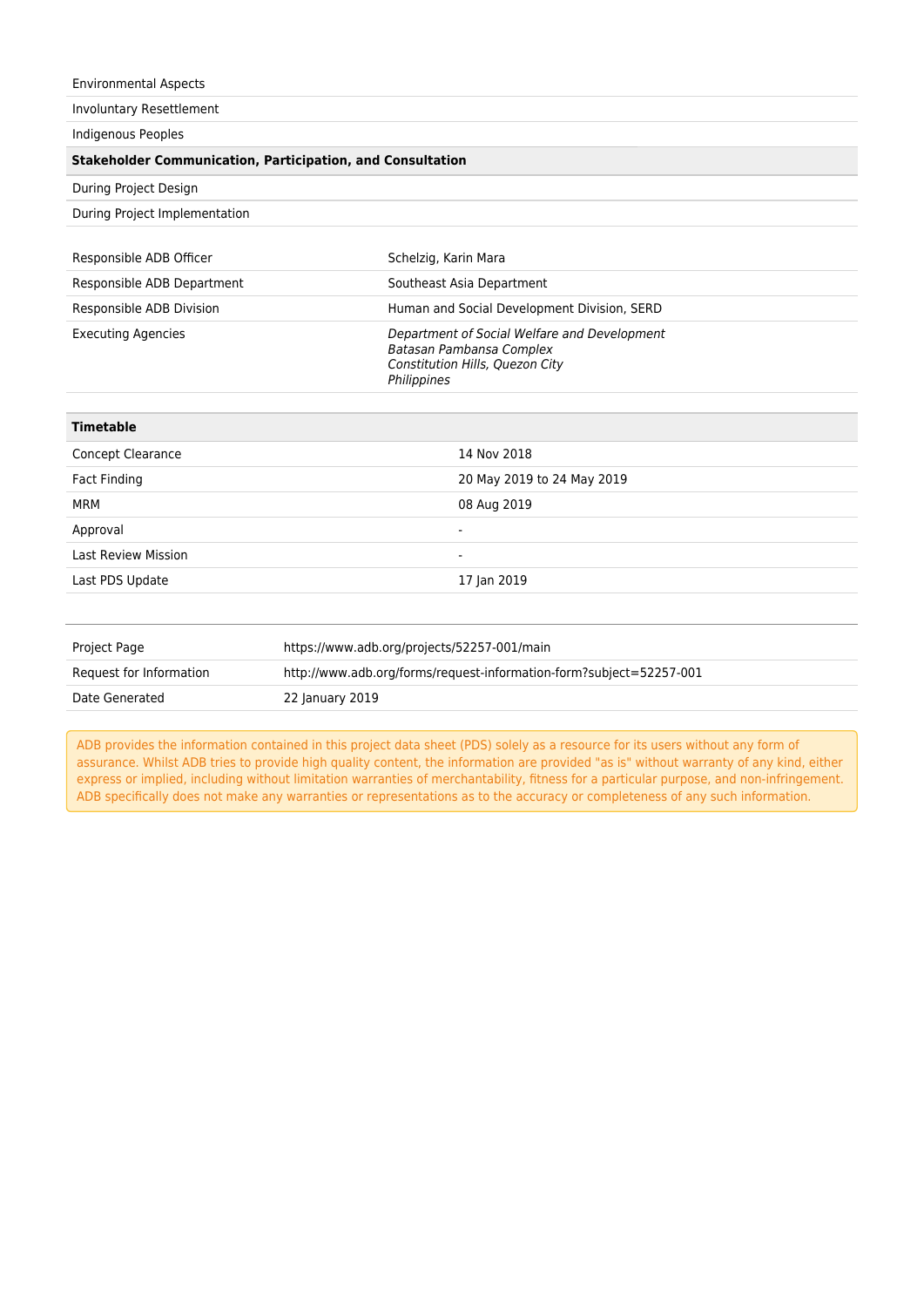| | |
|---|---|
| Environmental Aspects | |
| Involuntary Resettlement | |
| Indigenous Peoples | |
| **Stakeholder Communication, Participation, and Consultation** | |
| During Project Design | |
| During Project Implementation | |

| | |
|---|---|
| Responsible ADB Officer | Schelzig, Karin Mara |
| Responsible ADB Department | Southeast Asia Department |
| Responsible ADB Division | Human and Social Development Division, SERD |
| Executing Agencies | *Department of Social Welfare and Development*<br>*Batasan Pambansa Complex*<br>*Constitution Hills, Quezon City*<br>*Philippines* |

| **Timetable** | |
|---|---|
| Concept Clearance | 14 Nov 2018 |
| Fact Finding | 20 May 2019 to 24 May 2019 |
| MRM | 08 Aug 2019 |
| Approval | - |
| Last Review Mission | - |
| Last PDS Update | 17 Jan 2019 |

| | |
|---|---|
| Project Page | https://www.adb.org/projects/52257-001/main |
| Request for Information | http://www.adb.org/forms/request-information-form?subject=52257-001 |
| Date Generated | 22 January 2019 |

ADB provides the information contained in this project data sheet (PDS) solely as a resource for its users without any form of assurance. Whilst ADB tries to provide high quality content, the information are provided "as is" without warranty of any kind, either express or implied, including without limitation warranties of merchantability, fitness for a particular purpose, and non-infringement. ADB specifically does not make any warranties or representations as to the accuracy or completeness of any such information.